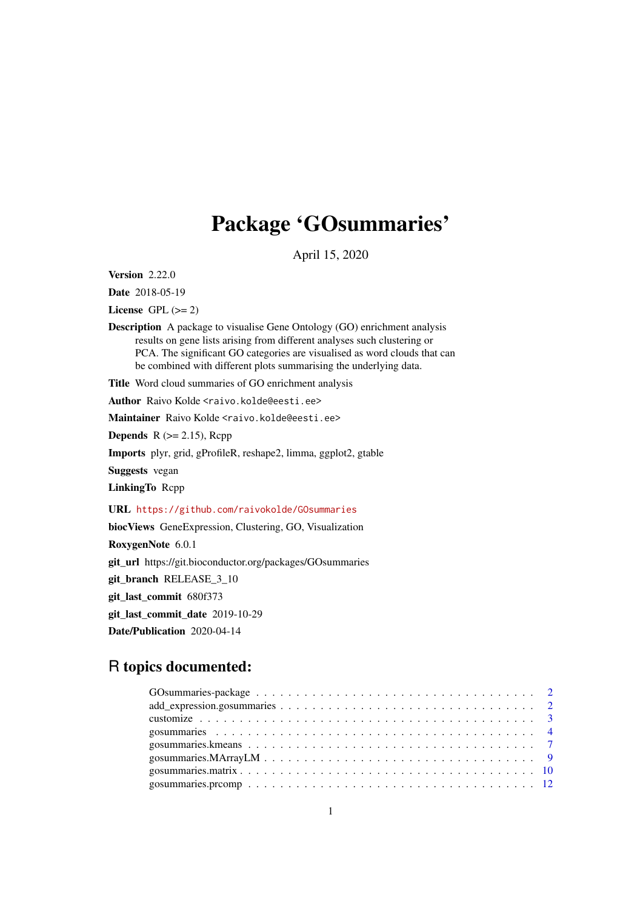# Package 'GOsummaries'

April 15, 2020

**Version** 2.22.0

**Date** 2018-05-19

**License** GPL (>= 2)

**Description** A package to visualise Gene Ontology (GO) enrichment analysis results on gene lists arising from different analyses such clustering or PCA. The significant GO categories are visualised as word clouds that can be combined with different plots summarising the underlying data.

**Title** Word cloud summaries of GO enrichment analysis

**Author** Raivo Kolde <raivo.kolde@eesti.ee>

**Maintainer** Raivo Kolde <raivo.kolde@eesti.ee>

**Depends** R (>= 2.15), Rcpp

**Imports** plyr, grid, gProfileR, reshape2, limma, ggplot2, gtable

**Suggests** vegan

**LinkingTo** Rcpp

**URL** https://github.com/raivokolde/GOsummaries

**biocViews** GeneExpression, Clustering, GO, Visualization

**RoxygenNote** 6.0.1

**git_url** https://git.bioconductor.org/packages/GOsummaries

**git_branch** RELEASE_3_10

**git_last_commit** 680f373

**git_last_commit_date** 2019-10-29

**Date/Publication** 2020-04-14

## R topics documented:

| | |
|---|---|
| GOsummaries-package | 2 |
| add_expression.gosummaries | 2 |
| customize | 3 |
| gosummaries | 4 |
| gosummaries.kmeans | 7 |
| gosummaries.MArrayLM | 9 |
| gosummaries.matrix | 10 |
| gosummaries.prcomp | 12 |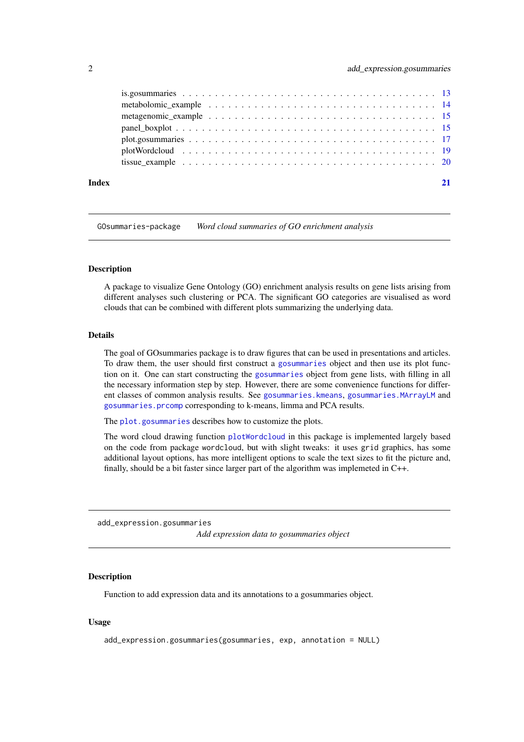is.gosummaries . . . . . . . . . . . . . . . . . . . . . . . . . . . . . . . . . . . 13
metabolomic_example . . . . . . . . . . . . . . . . . . . . . . . . . . . . . . . . 14
metagenomic_example . . . . . . . . . . . . . . . . . . . . . . . . . . . . . . . . 15
panel_boxplot . . . . . . . . . . . . . . . . . . . . . . . . . . . . . . . . . . . . 15
plot.gosummaries . . . . . . . . . . . . . . . . . . . . . . . . . . . . . . . . . . 17
plotWordcloud . . . . . . . . . . . . . . . . . . . . . . . . . . . . . . . . . . . . 19
tissue_example . . . . . . . . . . . . . . . . . . . . . . . . . . . . . . . . . . . 20

**Index** **21**

---

`GOsummaries-package` *Word cloud summaries of GO enrichment analysis*

---

### Description

A package to visualize Gene Ontology (GO) enrichment analysis results on gene lists arising from different analyses such clustering or PCA. The significant GO categories are visualised as word clouds that can be combined with different plots summarizing the underlying data.

### Details

The goal of GOsummaries package is to draw figures that can be used in presentations and articles. To draw them, the user should first construct a `gosummaries` object and then use its plot function on it. One can start constructing the `gosummaries` object from gene lists, with filling in all the necessary information step by step. However, there are some convenience functions for different classes of common analysis results. See `gosummaries.kmeans`, `gosummaries.MArrayLM` and `gosummaries.prcomp` corresponding to k-means, limma and PCA results.

The `plot.gosummaries` describes how to customize the plots.

The word cloud drawing function `plotWordcloud` in this package is implemented largely based on the code from package `wordcloud`, but with slight tweaks: it uses `grid` graphics, has some additional layout options, has more intelligent options to scale the text sizes to fit the picture and, finally, should be a bit faster since larger part of the algorithm was implemeted in C++.

---

`add_expression.gosummaries`
*Add expression data to gosummaries object*

---

### Description

Function to add expression data and its annotations to a gosummaries object.

### Usage

```
add_expression.gosummaries(gosummaries, exp, annotation = NULL)
```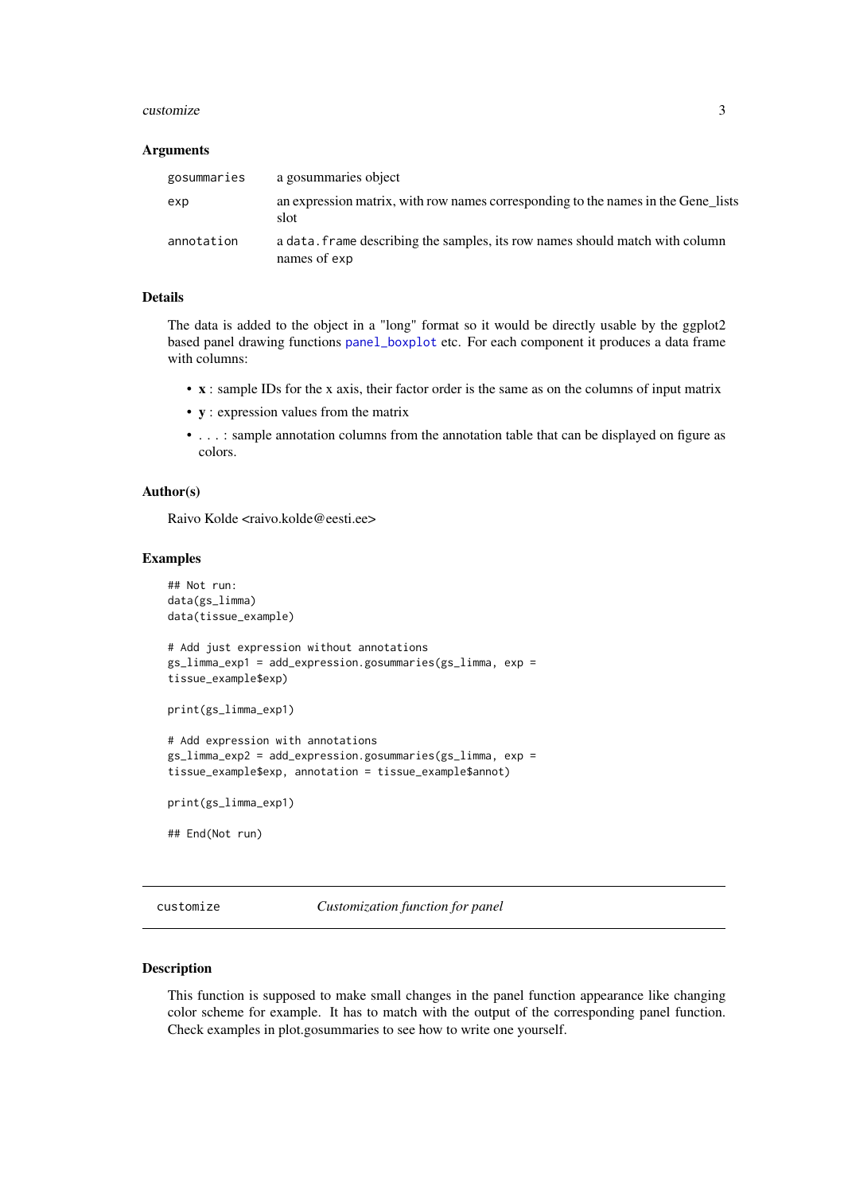### Arguments

| | |
|---|---|
| `gosummaries` | a gosummaries object |
| `exp` | an expression matrix, with row names corresponding to the names in the Gene_lists slot |
| `annotation` | a `data.frame` describing the samples, its row names should match with column names of `exp` |

### Details

The data is added to the object in a "long" format so it would be directly usable by the ggplot2 based panel drawing functions `panel_boxplot` etc. For each component it produces a data frame with columns:

- **x** : sample IDs for the x axis, their factor order is the same as on the columns of input matrix
- **y** : expression values from the matrix
- `...` : sample annotation columns from the annotation table that can be displayed on figure as colors.

### Author(s)

Raivo Kolde <raivo.kolde@eesti.ee>

### Examples

```
## Not run:
data(gs_limma)
data(tissue_example)

# Add just expression without annotations
gs_limma_exp1 = add_expression.gosummaries(gs_limma, exp =
tissue_example$exp)

print(gs_limma_exp1)

# Add expression with annotations
gs_limma_exp2 = add_expression.gosummaries(gs_limma, exp =
tissue_example$exp, annotation = tissue_example$annot)

print(gs_limma_exp1)

## End(Not run)
```

---

## customize    *Customization function for panel*

---

### Description

This function is supposed to make small changes in the panel function appearance like changing color scheme for example. It has to match with the output of the corresponding panel function. Check examples in plot.gosummaries to see how to write one yourself.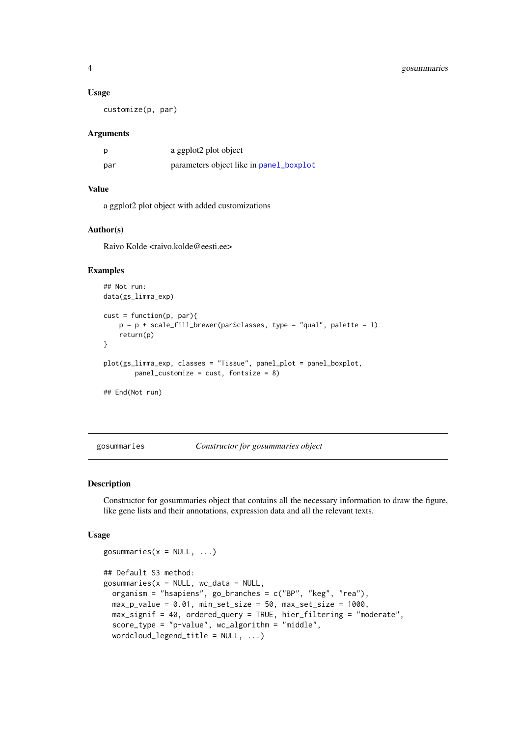### Usage

```
customize(p, par)
```

### Arguments

| | |
|---|---|
| p | a ggplot2 plot object |
| par | parameters object like in panel_boxplot |

### Value

a ggplot2 plot object with added customizations

### Author(s)

Raivo Kolde <raivo.kolde@eesti.ee>

### Examples

```
## Not run:
data(gs_limma_exp)

cust = function(p, par){
    p = p + scale_fill_brewer(par$classes, type = "qual", palette = 1)
    return(p)
}

plot(gs_limma_exp, classes = "Tissue", panel_plot = panel_boxplot,
        panel_customize = cust, fontsize = 8)

## End(Not run)
```

---

## gosummaries — *Constructor for gosummaries object*

---

### Description

Constructor for gosummaries object that contains all the necessary information to draw the figure, like gene lists and their annotations, expression data and all the relevant texts.

### Usage

```
gosummaries(x = NULL, ...)

## Default S3 method:
gosummaries(x = NULL, wc_data = NULL,
  organism = "hsapiens", go_branches = c("BP", "keg", "rea"),
  max_p_value = 0.01, min_set_size = 50, max_set_size = 1000,
  max_signif = 40, ordered_query = TRUE, hier_filtering = "moderate",
  score_type = "p-value", wc_algorithm = "middle",
  wordcloud_legend_title = NULL, ...)
```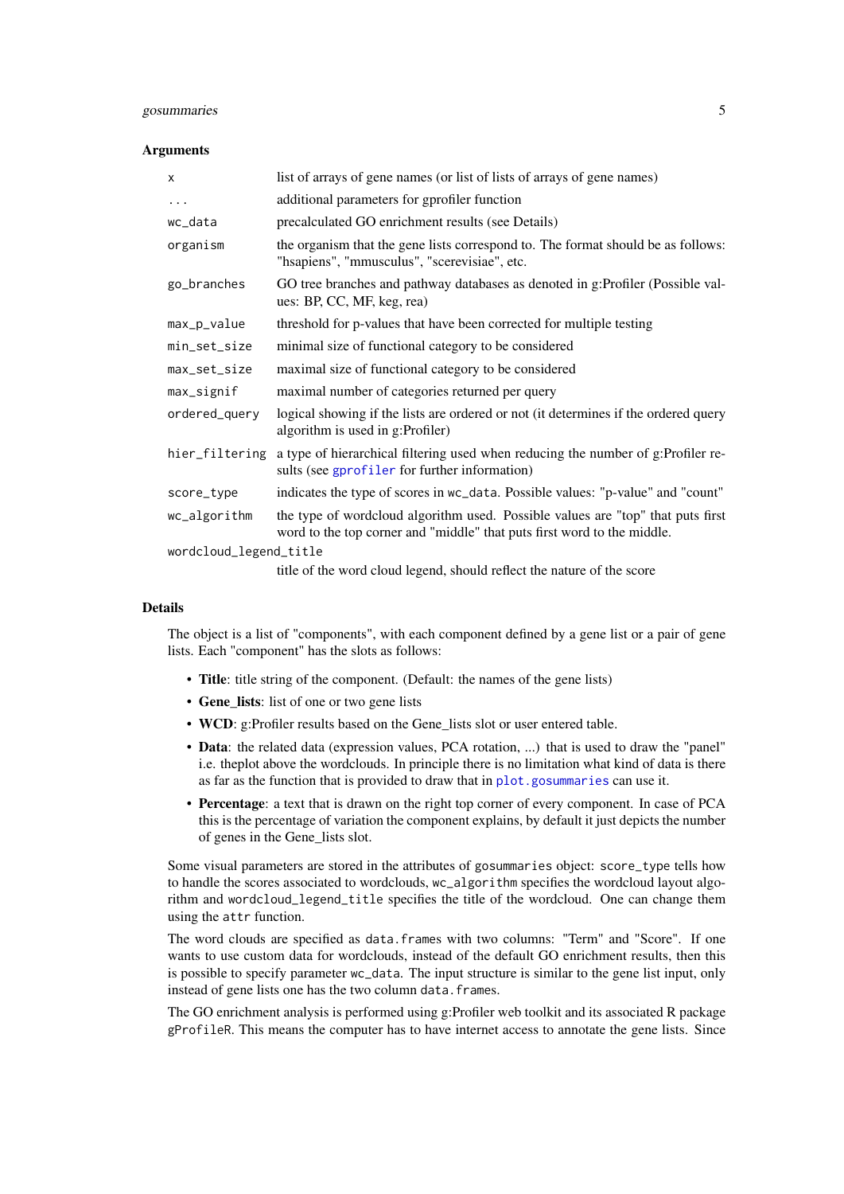### Arguments

| | |
|---|---|
| `x` | list of arrays of gene names (or list of lists of arrays of gene names) |
| `...` | additional parameters for gprofiler function |
| `wc_data` | precalculated GO enrichment results (see Details) |
| `organism` | the organism that the gene lists correspond to. The format should be as follows: "hsapiens", "mmusculus", "scerevisiae", etc. |
| `go_branches` | GO tree branches and pathway databases as denoted in g:Profiler (Possible values: BP, CC, MF, keg, rea) |
| `max_p_value` | threshold for p-values that have been corrected for multiple testing |
| `min_set_size` | minimal size of functional category to be considered |
| `max_set_size` | maximal size of functional category to be considered |
| `max_signif` | maximal number of categories returned per query |
| `ordered_query` | logical showing if the lists are ordered or not (it determines if the ordered query algorithm is used in g:Profiler) |
| `hier_filtering` | a type of hierarchical filtering used when reducing the number of g:Profiler results (see `gprofiler` for further information) |
| `score_type` | indicates the type of scores in `wc_data`. Possible values: "p-value" and "count" |
| `wc_algorithm` | the type of wordcloud algorithm used. Possible values are "top" that puts first word to the top corner and "middle" that puts first word to the middle. |
| `wordcloud_legend_title` | title of the word cloud legend, should reflect the nature of the score |

### Details

The object is a list of "components", with each component defined by a gene list or a pair of gene lists. Each "component" has the slots as follows:

- **Title**: title string of the component. (Default: the names of the gene lists)
- **Gene_lists**: list of one or two gene lists
- **WCD**: g:Profiler results based on the Gene_lists slot or user entered table.
- **Data**: the related data (expression values, PCA rotation, ...) that is used to draw the "panel" i.e. theplot above the wordclouds. In principle there is no limitation what kind of data is there as far as the function that is provided to draw that in `plot.gosummaries` can use it.
- **Percentage**: a text that is drawn on the right top corner of every component. In case of PCA this is the percentage of variation the component explains, by default it just depicts the number of genes in the Gene_lists slot.

Some visual parameters are stored in the attributes of `gosummaries` object: `score_type` tells how to handle the scores associated to wordclouds, `wc_algorithm` specifies the wordcloud layout algorithm and `wordcloud_legend_title` specifies the title of the wordcloud. One can change them using the `attr` function.

The word clouds are specified as `data.frames` with two columns: "Term" and "Score". If one wants to use custom data for wordclouds, instead of the default GO enrichment results, then this is possible to specify parameter `wc_data`. The input structure is similar to the gene list input, only instead of gene lists one has the two column `data.frames`.

The GO enrichment analysis is performed using g:Profiler web toolkit and its associated R package `gProfileR`. This means the computer has to have internet access to annotate the gene lists. Since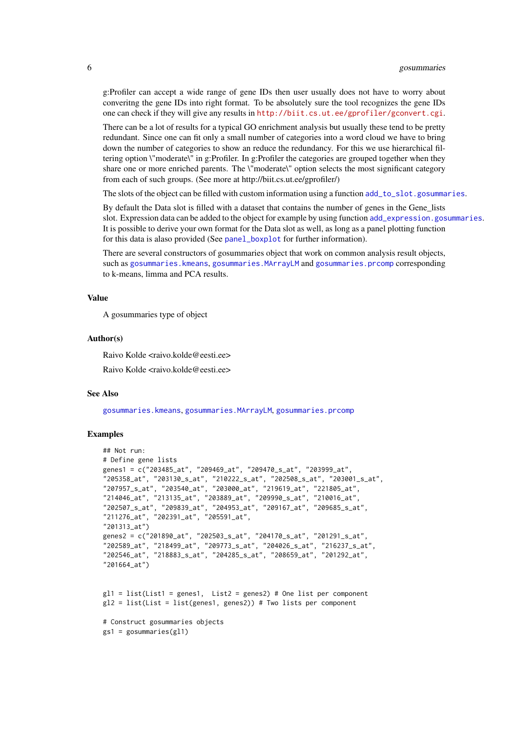g:Profiler can accept a wide range of gene IDs then user usually does not have to worry about converitng the gene IDs into right format. To be absolutely sure the tool recognizes the gene IDs one can check if they will give any results in http://biit.cs.ut.ee/gprofiler/gconvert.cgi.

There can be a lot of results for a typical GO enrichment analysis but usually these tend to be pretty redundant. Since one can fit only a small number of categories into a word cloud we have to bring down the number of categories to show an reduce the redundancy. For this we use hierarchical filtering option \"moderate\" in g:Profiler. In g:Profiler the categories are grouped together when they share one or more enriched parents. The \"moderate\" option selects the most significant category from each of such groups. (See more at http://biit.cs.ut.ee/gprofiler/)

The slots of the object can be filled with custom information using a function add_to_slot.gosummaries.

By default the Data slot is filled with a dataset that contains the number of genes in the Gene_lists slot. Expression data can be added to the object for example by using function add_expression.gosummaries. It is possible to derive your own format for the Data slot as well, as long as a panel plotting function for this data is alaso provided (See panel_boxplot for further information).

There are several constructors of gosummaries object that work on common analysis result objects, such as gosummaries.kmeans, gosummaries.MArrayLM and gosummaries.prcomp corresponding to k-means, limma and PCA results.

### Value

A gosummaries type of object

### Author(s)

Raivo Kolde <raivo.kolde@eesti.ee>

Raivo Kolde <raivo.kolde@eesti.ee>

### See Also

gosummaries.kmeans, gosummaries.MArrayLM, gosummaries.prcomp

### Examples

```
## Not run:
# Define gene lists
genes1 = c("203485_at", "209469_at", "209470_s_at", "203999_at",
"205358_at", "203130_s_at", "210222_s_at", "202508_s_at", "203001_s_at",
"207957_s_at", "203540_at", "203000_at", "219619_at", "221805_at",
"214046_at", "213135_at", "203889_at", "209990_s_at", "210016_at",
"202507_s_at", "209839_at", "204953_at", "209167_at", "209685_s_at",
"211276_at", "202391_at", "205591_at",
"201313_at")
genes2 = c("201890_at", "202503_s_at", "204170_s_at", "201291_s_at",
"202589_at", "218499_at", "209773_s_at", "204026_s_at", "216237_s_at",
"202546_at", "218883_s_at", "204285_s_at", "208659_at", "201292_at",
"201664_at")


gl1 = list(List1 = genes1,  List2 = genes2) # One list per component
gl2 = list(List = list(genes1, genes2)) # Two lists per component

# Construct gosummaries objects
gs1 = gosummaries(gl1)
```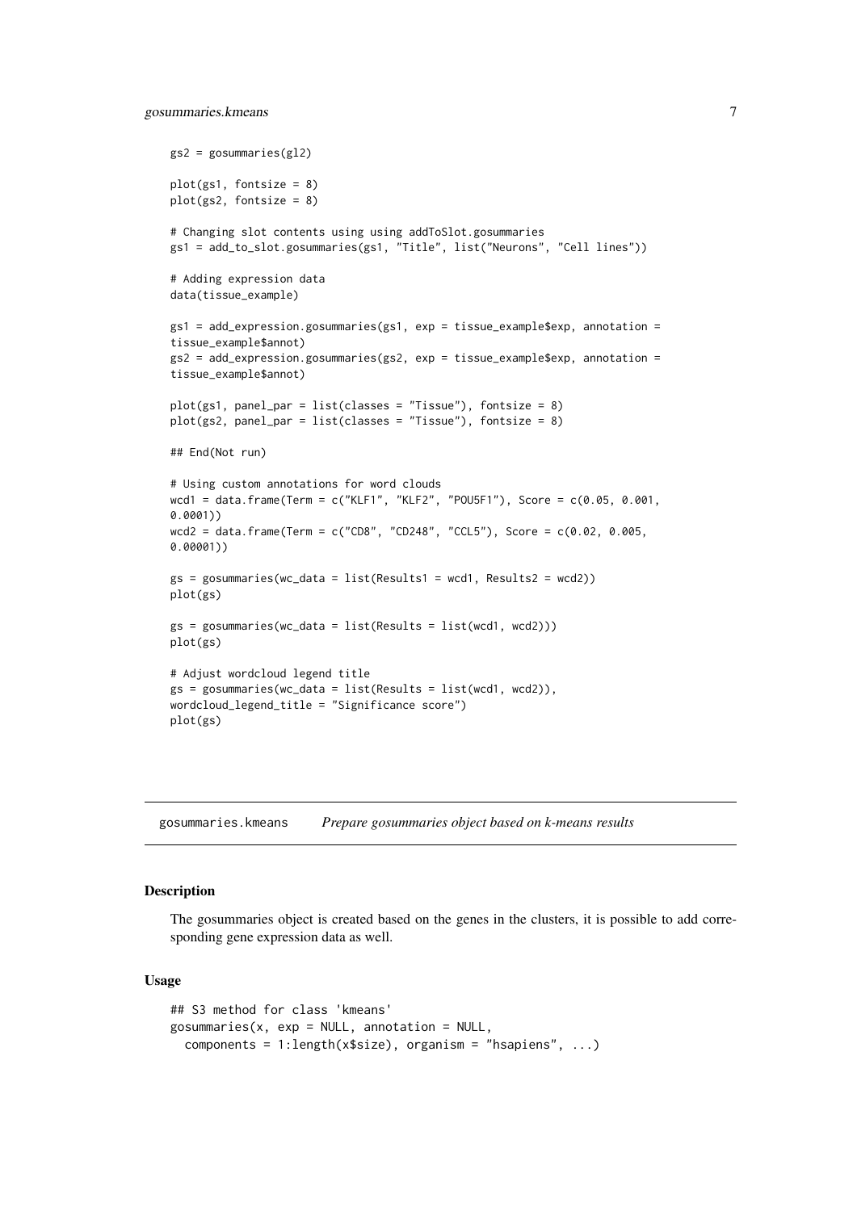```
gs2 = gosummaries(gl2)

plot(gs1, fontsize = 8)
plot(gs2, fontsize = 8)

# Changing slot contents using using addToSlot.gosummaries
gs1 = add_to_slot.gosummaries(gs1, "Title", list("Neurons", "Cell lines"))

# Adding expression data
data(tissue_example)

gs1 = add_expression.gosummaries(gs1, exp = tissue_example$exp, annotation =
tissue_example$annot)
gs2 = add_expression.gosummaries(gs2, exp = tissue_example$exp, annotation =
tissue_example$annot)

plot(gs1, panel_par = list(classes = "Tissue"), fontsize = 8)
plot(gs2, panel_par = list(classes = "Tissue"), fontsize = 8)

## End(Not run)

# Using custom annotations for word clouds
wcd1 = data.frame(Term = c("KLF1", "KLF2", "POU5F1"), Score = c(0.05, 0.001,
0.0001))
wcd2 = data.frame(Term = c("CD8", "CD248", "CCL5"), Score = c(0.02, 0.005,
0.00001))

gs = gosummaries(wc_data = list(Results1 = wcd1, Results2 = wcd2))
plot(gs)

gs = gosummaries(wc_data = list(Results = list(wcd1, wcd2)))
plot(gs)

# Adjust wordcloud legend title
gs = gosummaries(wc_data = list(Results = list(wcd1, wcd2)),
wordcloud_legend_title = "Significance score")
plot(gs)
```

---

## gosummaries.kmeans — *Prepare gosummaries object based on k-means results*

### Description

The gosummaries object is created based on the genes in the clusters, it is possible to add corresponding gene expression data as well.

### Usage

```
## S3 method for class 'kmeans'
gosummaries(x, exp = NULL, annotation = NULL,
  components = 1:length(x$size), organism = "hsapiens", ...)
```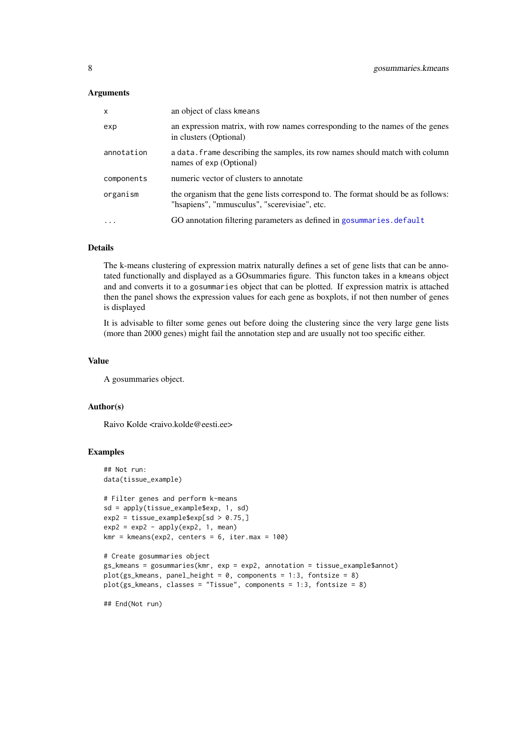### Arguments

| | |
|---|---|
| x | an object of class kmeans |
| exp | an expression matrix, with row names corresponding to the names of the genes in clusters (Optional) |
| annotation | a data.frame describing the samples, its row names should match with column names of exp (Optional) |
| components | numeric vector of clusters to annotate |
| organism | the organism that the gene lists correspond to. The format should be as follows: "hsapiens", "mmusculus", "scerevisiae", etc. |
| ... | GO annotation filtering parameters as defined in gosummaries.default |

### Details

The k-means clustering of expression matrix naturally defines a set of gene lists that can be annotated functionally and displayed as a GOsummaries figure. This functon takes in a kmeans object and and converts it to a gosummaries object that can be plotted. If expression matrix is attached then the panel shows the expression values for each gene as boxplots, if not then number of genes is displayed

It is advisable to filter some genes out before doing the clustering since the very large gene lists (more than 2000 genes) might fail the annotation step and are usually not too specific either.

### Value

A gosummaries object.

### Author(s)

Raivo Kolde <raivo.kolde@eesti.ee>

### Examples

```
## Not run:
data(tissue_example)

# Filter genes and perform k-means
sd = apply(tissue_example$exp, 1, sd)
exp2 = tissue_example$exp[sd > 0.75,]
exp2 = exp2 - apply(exp2, 1, mean)
kmr = kmeans(exp2, centers = 6, iter.max = 100)

# Create gosummaries object
gs_kmeans = gosummaries(kmr, exp = exp2, annotation = tissue_example$annot)
plot(gs_kmeans, panel_height = 0, components = 1:3, fontsize = 8)
plot(gs_kmeans, classes = "Tissue", components = 1:3, fontsize = 8)

## End(Not run)
```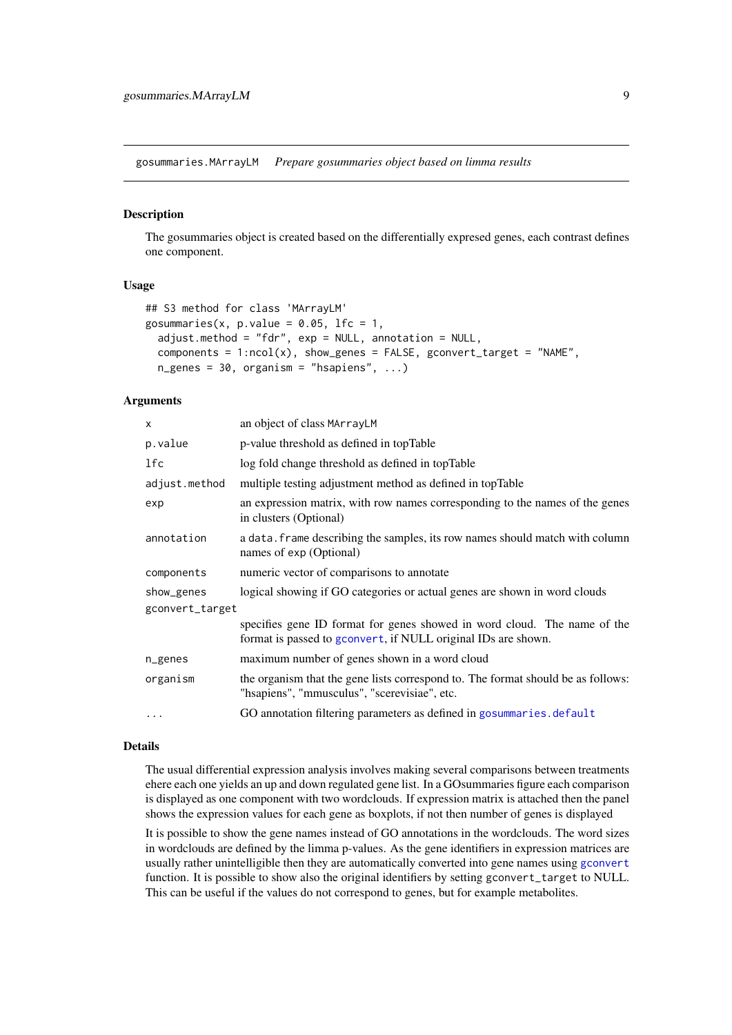## gosummaries.MArrayLM *Prepare gosummaries object based on limma results*

### Description

The gosummaries object is created based on the differentially expresed genes, each contrast defines one component.

### Usage

```
## S3 method for class 'MArrayLM'
gosummaries(x, p.value = 0.05, lfc = 1,
  adjust.method = "fdr", exp = NULL, annotation = NULL,
  components = 1:ncol(x), show_genes = FALSE, gconvert_target = "NAME",
  n_genes = 30, organism = "hsapiens", ...)
```

### Arguments

| | |
|---|---|
| `x` | an object of class `MArrayLM` |
| `p.value` | p-value threshold as defined in topTable |
| `lfc` | log fold change threshold as defined in topTable |
| `adjust.method` | multiple testing adjustment method as defined in topTable |
| `exp` | an expression matrix, with row names corresponding to the names of the genes in clusters (Optional) |
| `annotation` | a `data.frame` describing the samples, its row names should match with column names of `exp` (Optional) |
| `components` | numeric vector of comparisons to annotate |
| `show_genes` | logical showing if GO categories or actual genes are shown in word clouds |
| `gconvert_target` | specifies gene ID format for genes showed in word cloud. The name of the format is passed to `gconvert`, if NULL original IDs are shown. |
| `n_genes` | maximum number of genes shown in a word cloud |
| `organism` | the organism that the gene lists correspond to. The format should be as follows: "hsapiens", "mmusculus", "scerevisiae", etc. |
| `...` | GO annotation filtering parameters as defined in `gosummaries.default` |

### Details

The usual differential expression analysis involves making several comparisons between treatments ehere each one yields an up and down regulated gene list. In a GOsummaries figure each comparison is displayed as one component with two wordclouds. If expression matrix is attached then the panel shows the expression values for each gene as boxplots, if not then number of genes is displayed

It is possible to show the gene names instead of GO annotations in the wordclouds. The word sizes in wordclouds are defined by the limma p-values. As the gene identifiers in expression matrices are usually rather unintelligible then they are automatically converted into gene names using `gconvert` function. It is possible to show also the original identifiers by setting `gconvert_target` to NULL. This can be useful if the values do not correspond to genes, but for example metabolites.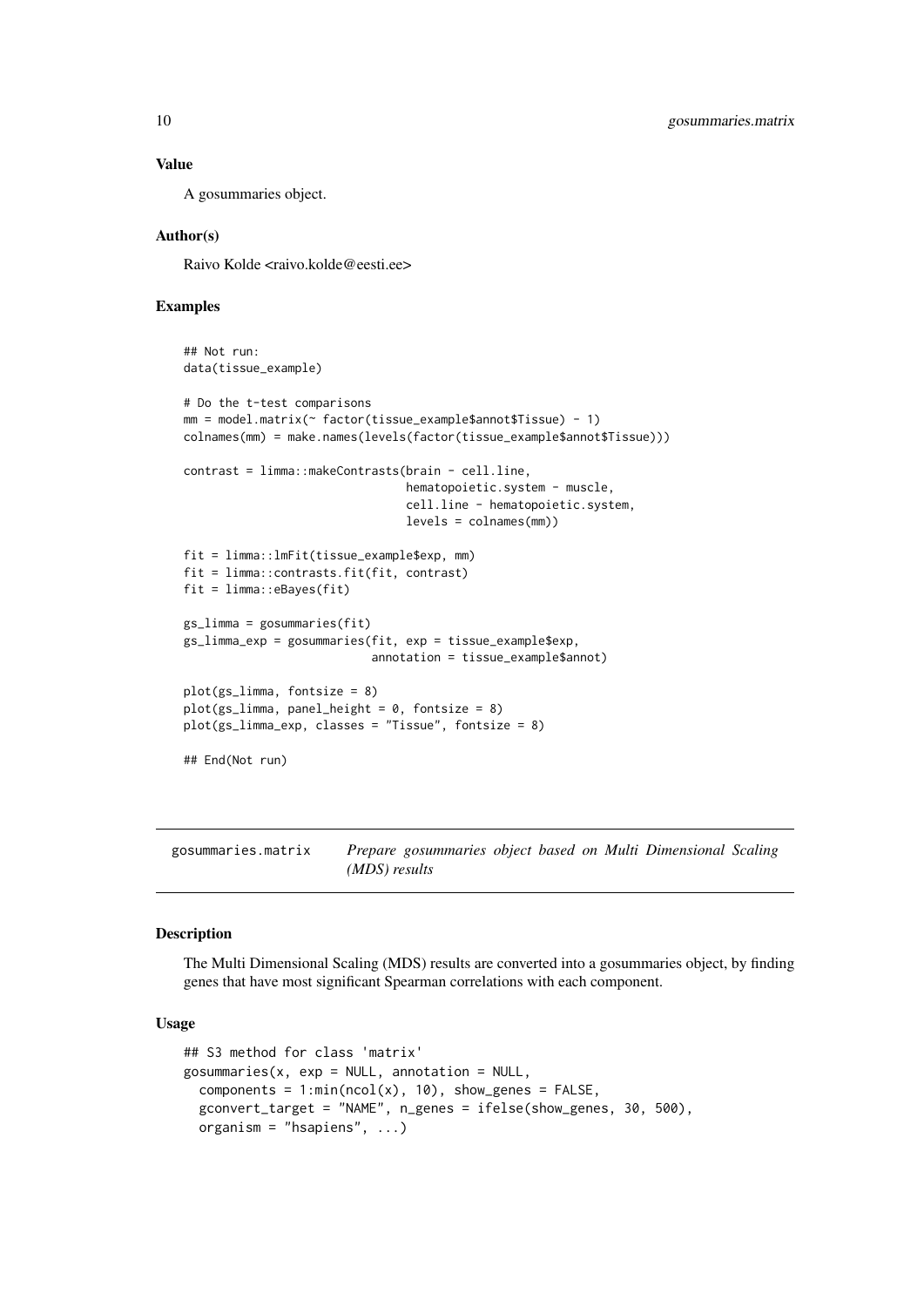### Value

A gosummaries object.

### Author(s)

Raivo Kolde <raivo.kolde@eesti.ee>

### Examples

```
## Not run:
data(tissue_example)

# Do the t-test comparisons
mm = model.matrix(~ factor(tissue_example$annot$Tissue) - 1)
colnames(mm) = make.names(levels(factor(tissue_example$annot$Tissue)))

contrast = limma::makeContrasts(brain - cell.line,
                                hematopoietic.system - muscle,
                                cell.line - hematopoietic.system,
                                levels = colnames(mm))

fit = limma::lmFit(tissue_example$exp, mm)
fit = limma::contrasts.fit(fit, contrast)
fit = limma::eBayes(fit)

gs_limma = gosummaries(fit)
gs_limma_exp = gosummaries(fit, exp = tissue_example$exp,
                           annotation = tissue_example$annot)

plot(gs_limma, fontsize = 8)
plot(gs_limma, panel_height = 0, fontsize = 8)
plot(gs_limma_exp, classes = "Tissue", fontsize = 8)

## End(Not run)
```

---

## gosummaries.matrix — *Prepare gosummaries object based on Multi Dimensional Scaling (MDS) results*

---

### Description

The Multi Dimensional Scaling (MDS) results are converted into a gosummaries object, by finding genes that have most significant Spearman correlations with each component.

### Usage

```
## S3 method for class 'matrix'
gosummaries(x, exp = NULL, annotation = NULL,
  components = 1:min(ncol(x), 10), show_genes = FALSE,
  gconvert_target = "NAME", n_genes = ifelse(show_genes, 30, 500),
  organism = "hsapiens", ...)
```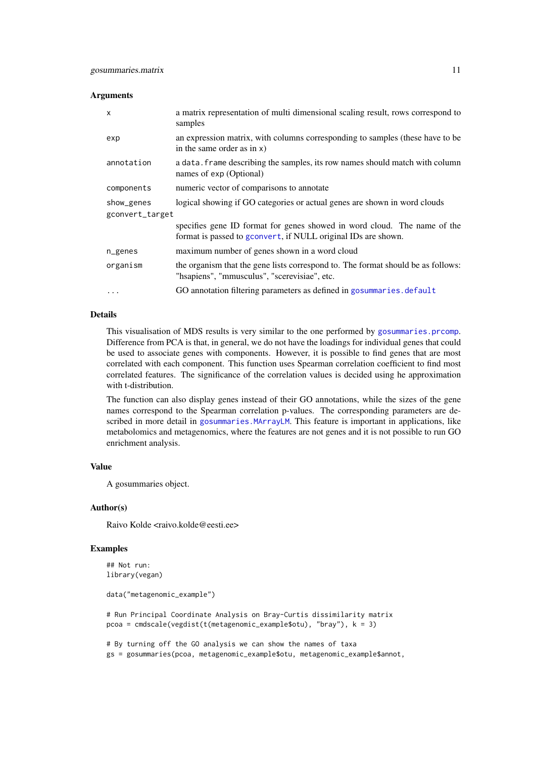### Arguments

| | |
|---|---|
| `x` | a matrix representation of multi dimensional scaling result, rows correspond to samples |
| `exp` | an expression matrix, with columns corresponding to samples (these have to be in the same order as in `x`) |
| `annotation` | a `data.frame` describing the samples, its row names should match with column names of `exp` (Optional) |
| `components` | numeric vector of comparisons to annotate |
| `show_genes` | logical showing if GO categories or actual genes are shown in word clouds |
| `gconvert_target` | specifies gene ID format for genes showed in word cloud. The name of the format is passed to `gconvert`, if NULL original IDs are shown. |
| `n_genes` | maximum number of genes shown in a word cloud |
| `organism` | the organism that the gene lists correspond to. The format should be as follows: "hsapiens", "mmusculus", "scerevisiae", etc. |
| `...` | GO annotation filtering parameters as defined in `gosummaries.default` |

### Details

This visualisation of MDS results is very similar to the one performed by `gosummaries.prcomp`. Difference from PCA is that, in general, we do not have the loadings for individual genes that could be used to associate genes with components. However, it is possible to find genes that are most correlated with each component. This function uses Spearman correlation coefficient to find most correlated features. The significance of the correlation values is decided using he approximation with t-distribution.

The function can also display genes instead of their GO annotations, while the sizes of the gene names correspond to the Spearman correlation p-values. The corresponding parameters are described in more detail in `gosummaries.MArrayLM`. This feature is important in applications, like metabolomics and metagenomics, where the features are not genes and it is not possible to run GO enrichment analysis.

### Value

A gosummaries object.

### Author(s)

Raivo Kolde <raivo.kolde@eesti.ee>

### Examples

```
## Not run:
library(vegan)

data("metagenomic_example")

# Run Principal Coordinate Analysis on Bray-Curtis dissimilarity matrix
pcoa = cmdscale(vegdist(t(metagenomic_example$otu), "bray"), k = 3)

# By turning off the GO analysis we can show the names of taxa
gs = gosummaries(pcoa, metagenomic_example$otu, metagenomic_example$annot,
```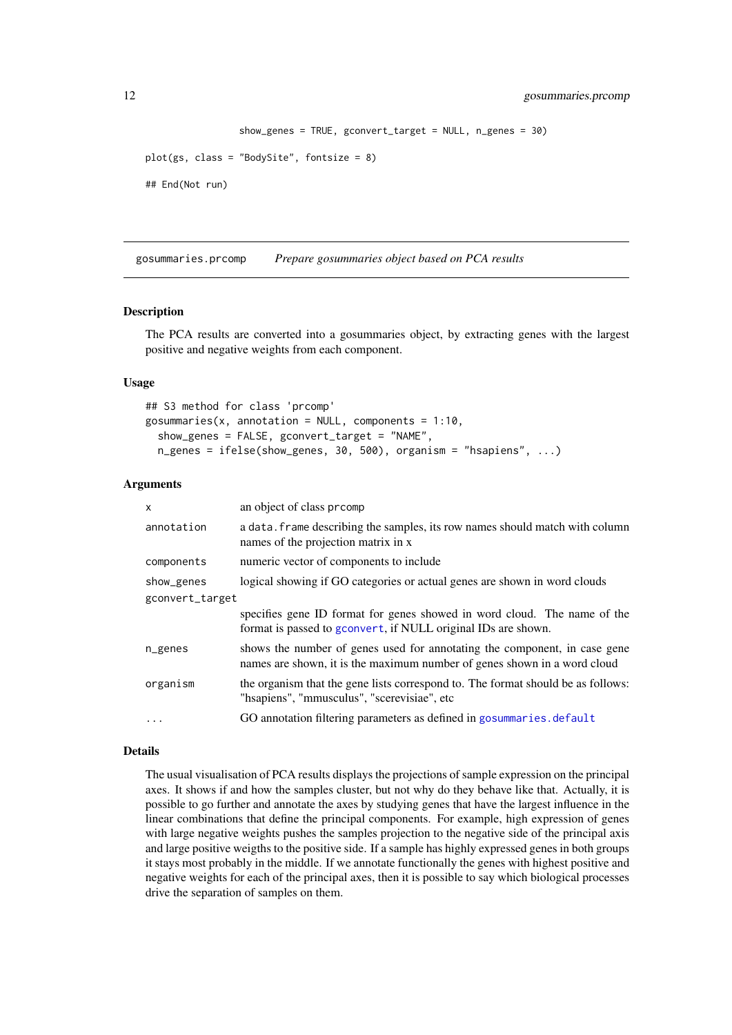```
                  show_genes = TRUE, gconvert_target = NULL, n_genes = 30)

plot(gs, class = "BodySite", fontsize = 8)

## End(Not run)
```

## gosummaries.prcomp    *Prepare gosummaries object based on PCA results*

### Description

The PCA results are converted into a gosummaries object, by extracting genes with the largest positive and negative weights from each component.

### Usage

```
## S3 method for class 'prcomp'
gosummaries(x, annotation = NULL, components = 1:10,
  show_genes = FALSE, gconvert_target = "NAME",
  n_genes = ifelse(show_genes, 30, 500), organism = "hsapiens", ...)
```

### Arguments

| | |
|---|---|
| `x` | an object of class `prcomp` |
| `annotation` | a `data.frame` describing the samples, its row names should match with column names of the projection matrix in x |
| `components` | numeric vector of components to include |
| `show_genes` | logical showing if GO categories or actual genes are shown in word clouds |
| `gconvert_target` | specifies gene ID format for genes showed in word cloud. The name of the format is passed to `gconvert`, if NULL original IDs are shown. |
| `n_genes` | shows the number of genes used for annotating the component, in case gene names are shown, it is the maximum number of genes shown in a word cloud |
| `organism` | the organism that the gene lists correspond to. The format should be as follows: "hsapiens", "mmusculus", "scerevisiae", etc |
| `...` | GO annotation filtering parameters as defined in `gosummaries.default` |

### Details

The usual visualisation of PCA results displays the projections of sample expression on the principal axes. It shows if and how the samples cluster, but not why do they behave like that. Actually, it is possible to go further and annotate the axes by studying genes that have the largest influence in the linear combinations that define the principal components. For example, high expression of genes with large negative weights pushes the samples projection to the negative side of the principal axis and large positive weigths to the positive side. If a sample has highly expressed genes in both groups it stays most probably in the middle. If we annotate functionally the genes with highest positive and negative weights for each of the principal axes, then it is possible to say which biological processes drive the separation of samples on them.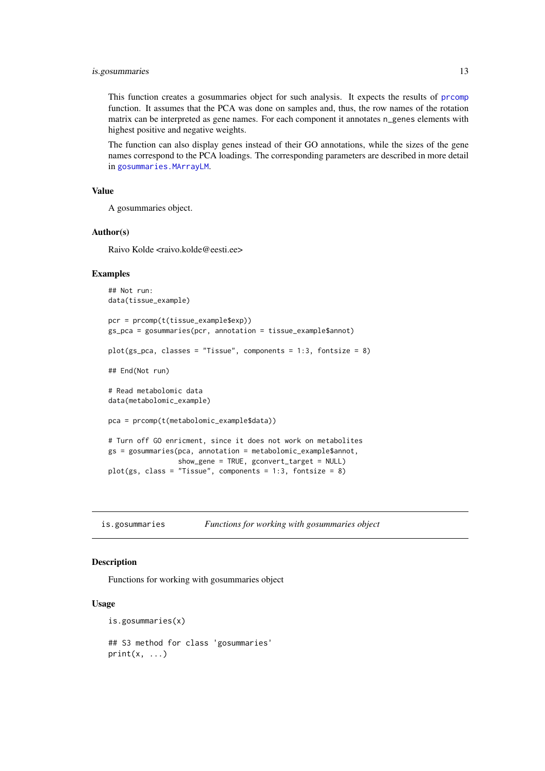This function creates a gosummaries object for such analysis. It expects the results of `prcomp` function. It assumes that the PCA was done on samples and, thus, the row names of the rotation matrix can be interpreted as gene names. For each component it annotates `n_genes` elements with highest positive and negative weights.

The function can also display genes instead of their GO annotations, while the sizes of the gene names correspond to the PCA loadings. The corresponding parameters are described in more detail in `gosummaries.MArrayLM`.

### Value

A gosummaries object.

### Author(s)

Raivo Kolde <raivo.kolde@eesti.ee>

### Examples

```
## Not run:
data(tissue_example)

pcr = prcomp(t(tissue_example$exp))
gs_pca = gosummaries(pcr, annotation = tissue_example$annot)

plot(gs_pca, classes = "Tissue", components = 1:3, fontsize = 8)

## End(Not run)

# Read metabolomic data
data(metabolomic_example)

pca = prcomp(t(metabolomic_example$data))

# Turn off GO enricment, since it does not work on metabolites
gs = gosummaries(pca, annotation = metabolomic_example$annot,
                 show_gene = TRUE, gconvert_target = NULL)
plot(gs, class = "Tissue", components = 1:3, fontsize = 8)
```

---

## is.gosummaries    *Functions for working with gosummaries object*

### Description

Functions for working with gosummaries object

### Usage

```
is.gosummaries(x)

## S3 method for class 'gosummaries'
print(x, ...)
```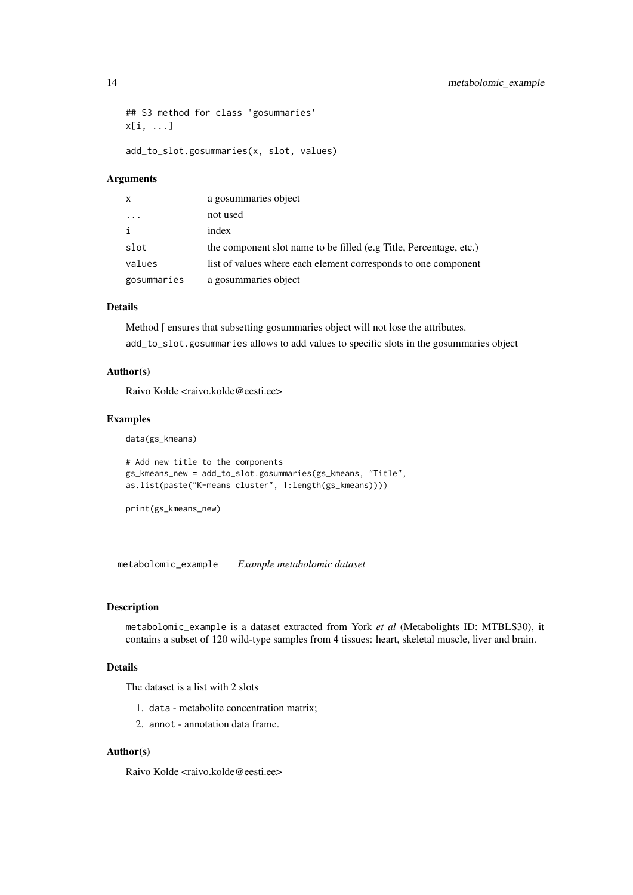```
## S3 method for class 'gosummaries'
x[i, ...]

add_to_slot.gosummaries(x, slot, values)
```

### Arguments

| | |
|---|---|
| x | a gosummaries object |
| ... | not used |
| i | index |
| slot | the component slot name to be filled (e.g Title, Percentage, etc.) |
| values | list of values where each element corresponds to one component |
| gosummaries | a gosummaries object |

### Details

Method [ ensures that subsetting gosummaries object will not lose the attributes.

`add_to_slot.gosummaries` allows to add values to specific slots in the gosummaries object

### Author(s)

Raivo Kolde <raivo.kolde@eesti.ee>

### Examples

```
data(gs_kmeans)

# Add new title to the components
gs_kmeans_new = add_to_slot.gosummaries(gs_kmeans, "Title",
as.list(paste("K-means cluster", 1:length(gs_kmeans))))

print(gs_kmeans_new)
```

---

## metabolomic_example *Example metabolomic dataset*

### Description

`metabolomic_example` is a dataset extracted from York *et al* (Metabolights ID: MTBLS30), it contains a subset of 120 wild-type samples from 4 tissues: heart, skeletal muscle, liver and brain.

### Details

The dataset is a list with 2 slots

1. `data` - metabolite concentration matrix;
2. `annot` - annotation data frame.

### Author(s)

Raivo Kolde <raivo.kolde@eesti.ee>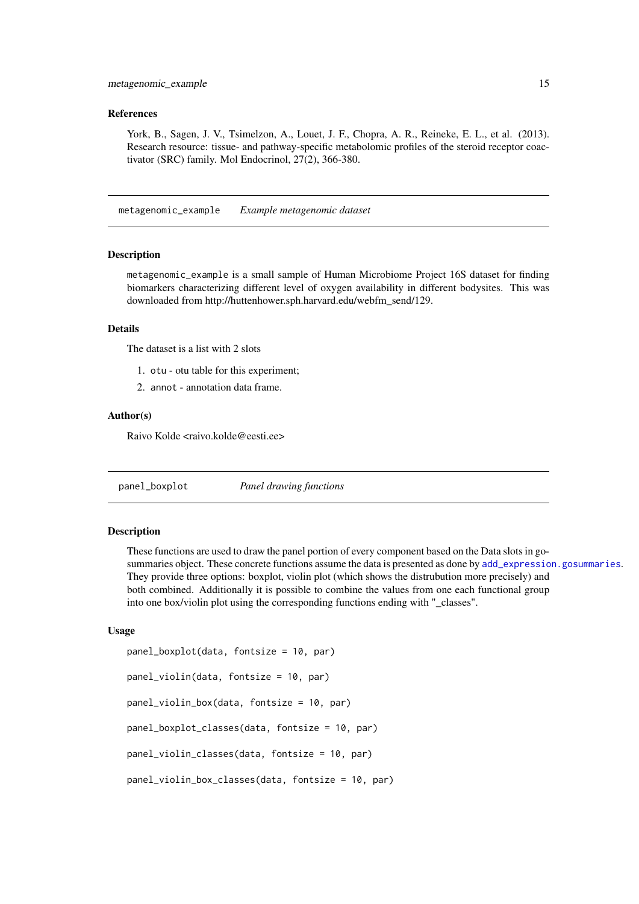### References

York, B., Sagen, J. V., Tsimelzon, A., Louet, J. F., Chopra, A. R., Reineke, E. L., et al. (2013). Research resource: tissue- and pathway-specific metabolomic profiles of the steroid receptor coactivator (SRC) family. Mol Endocrinol, 27(2), 366-380.

---

## metagenomic_example — *Example metagenomic dataset*

### Description

`metagenomic_example` is a small sample of Human Microbiome Project 16S dataset for finding biomarkers characterizing different level of oxygen availability in different bodysites. This was downloaded from http://huttenhower.sph.harvard.edu/webfm_send/129.

### Details

The dataset is a list with 2 slots

1. `otu` - otu table for this experiment;
2. `annot` - annotation data frame.

### Author(s)

Raivo Kolde <raivo.kolde@eesti.ee>

---

## panel_boxplot — *Panel drawing functions*

### Description

These functions are used to draw the panel portion of every component based on the Data slots in gosummaries object. These concrete functions assume the data is presented as done by `add_expression.gosummaries`. They provide three options: boxplot, violin plot (which shows the distrubution more precisely) and both combined. Additionally it is possible to combine the values from one each functional group into one box/violin plot using the corresponding functions ending with "_classes".

### Usage

```
panel_boxplot(data, fontsize = 10, par)

panel_violin(data, fontsize = 10, par)

panel_violin_box(data, fontsize = 10, par)

panel_boxplot_classes(data, fontsize = 10, par)

panel_violin_classes(data, fontsize = 10, par)

panel_violin_box_classes(data, fontsize = 10, par)
```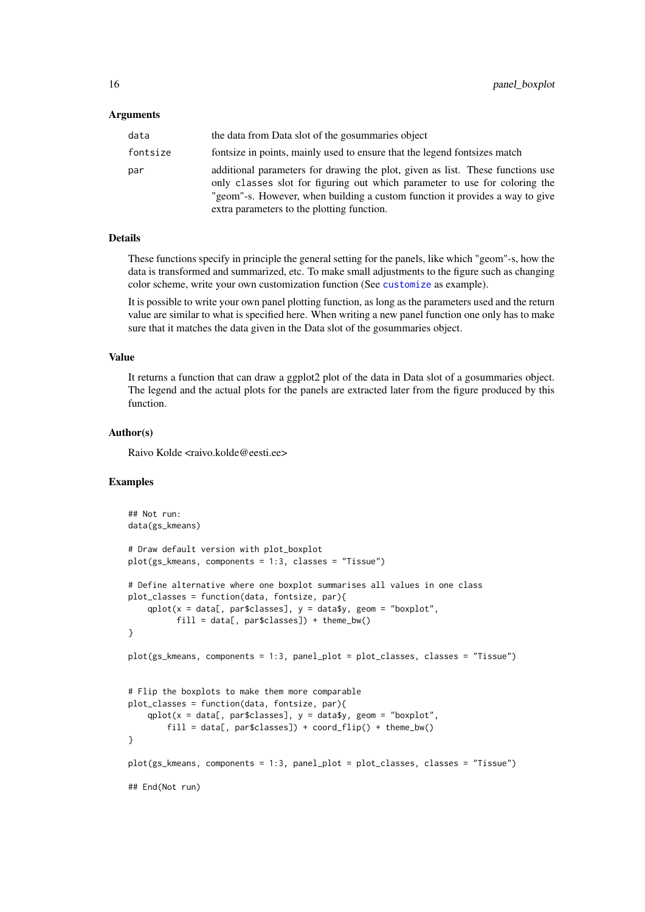### Arguments

| | |
|---|---|
| `data` | the data from Data slot of the gosummaries object |
| `fontsize` | fontsize in points, mainly used to ensure that the legend fontsizes match |
| `par` | additional parameters for drawing the plot, given as list. These functions use only `classes` slot for figuring out which parameter to use for coloring the "geom"-s. However, when building a custom function it provides a way to give extra parameters to the plotting function. |

### Details

These functions specify in principle the general setting for the panels, like which "geom"-s, how the data is transformed and summarized, etc. To make small adjustments to the figure such as changing color scheme, write your own customization function (See `customize` as example).

It is possible to write your own panel plotting function, as long as the parameters used and the return value are similar to what is specified here. When writing a new panel function one only has to make sure that it matches the data given in the Data slot of the gosummaries object.

### Value

It returns a function that can draw a ggplot2 plot of the data in Data slot of a gosummaries object. The legend and the actual plots for the panels are extracted later from the figure produced by this function.

### Author(s)

Raivo Kolde <raivo.kolde@eesti.ee>

### Examples

```
## Not run:
data(gs_kmeans)

# Draw default version with plot_boxplot
plot(gs_kmeans, components = 1:3, classes = "Tissue")

# Define alternative where one boxplot summarises all values in one class
plot_classes = function(data, fontsize, par){
    qplot(x = data[, par$classes], y = data$y, geom = "boxplot",
          fill = data[, par$classes]) + theme_bw()
}

plot(gs_kmeans, components = 1:3, panel_plot = plot_classes, classes = "Tissue")


# Flip the boxplots to make them more comparable
plot_classes = function(data, fontsize, par){
    qplot(x = data[, par$classes], y = data$y, geom = "boxplot",
        fill = data[, par$classes]) + coord_flip() + theme_bw()
}

plot(gs_kmeans, components = 1:3, panel_plot = plot_classes, classes = "Tissue")

## End(Not run)
```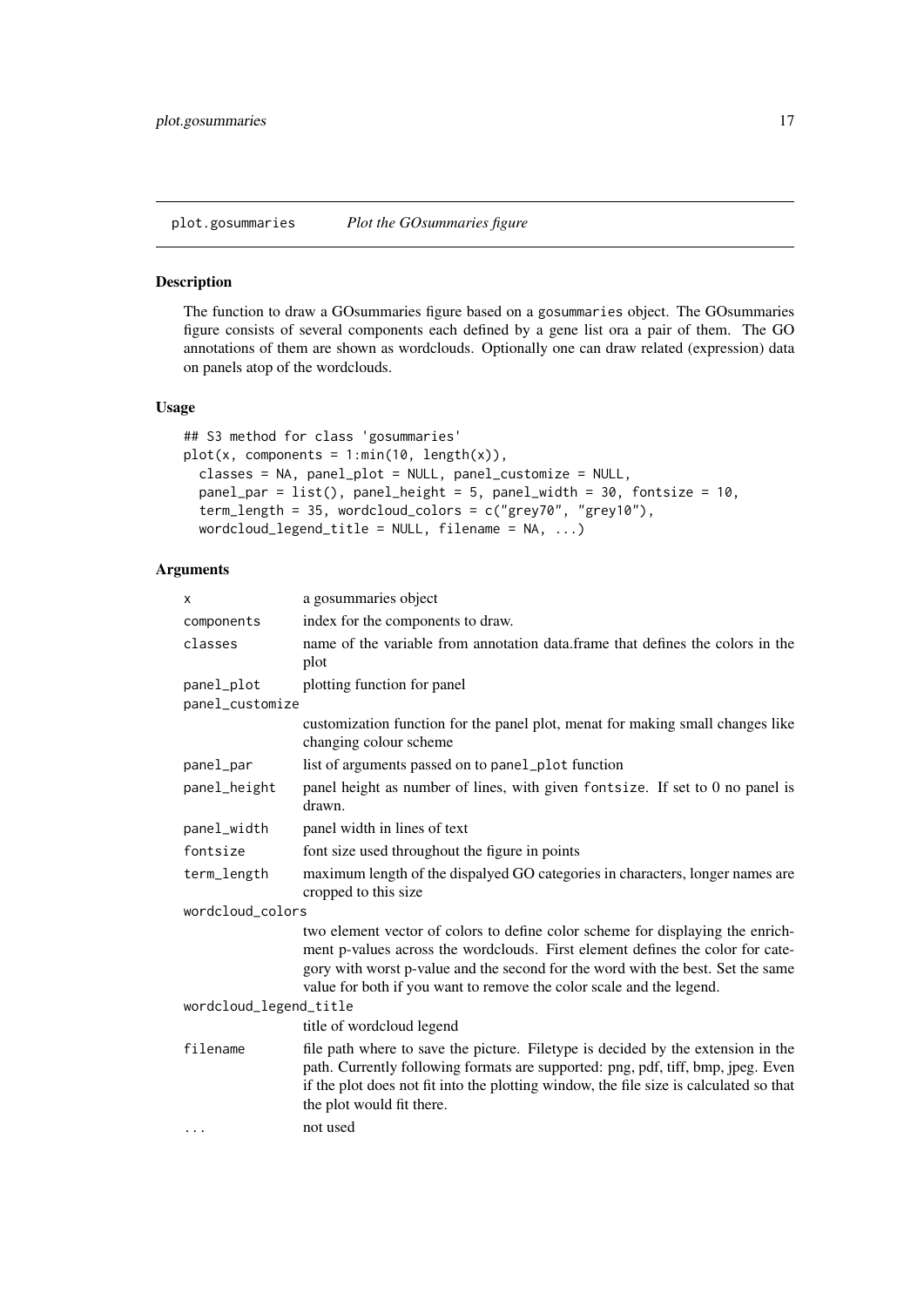plot.gosummaries *Plot the GOsummaries figure*

### Description

The function to draw a GOsummaries figure based on a gosummaries object. The GOsummaries figure consists of several components each defined by a gene list ora a pair of them. The GO annotations of them are shown as wordclouds. Optionally one can draw related (expression) data on panels atop of the wordclouds.

### Usage

```
## S3 method for class 'gosummaries'
plot(x, components = 1:min(10, length(x)),
  classes = NA, panel_plot = NULL, panel_customize = NULL,
  panel_par = list(), panel_height = 5, panel_width = 30, fontsize = 10,
  term_length = 35, wordcloud_colors = c("grey70", "grey10"),
  wordcloud_legend_title = NULL, filename = NA, ...)
```

### Arguments

| | |
|---|---|
| x | a gosummaries object |
| components | index for the components to draw. |
| classes | name of the variable from annotation data.frame that defines the colors in the plot |
| panel_plot | plotting function for panel |
| panel_customize | customization function for the panel plot, menat for making small changes like changing colour scheme |
| panel_par | list of arguments passed on to panel_plot function |
| panel_height | panel height as number of lines, with given fontsize. If set to 0 no panel is drawn. |
| panel_width | panel width in lines of text |
| fontsize | font size used throughout the figure in points |
| term_length | maximum length of the dispalyed GO categories in characters, longer names are cropped to this size |
| wordcloud_colors | two element vector of colors to define color scheme for displaying the enrichment p-values across the wordclouds. First element defines the color for category with worst p-value and the second for the word with the best. Set the same value for both if you want to remove the color scale and the legend. |
| wordcloud_legend_title | title of wordcloud legend |
| filename | file path where to save the picture. Filetype is decided by the extension in the path. Currently following formats are supported: png, pdf, tiff, bmp, jpeg. Even if the plot does not fit into the plotting window, the file size is calculated so that the plot would fit there. |
| ... | not used |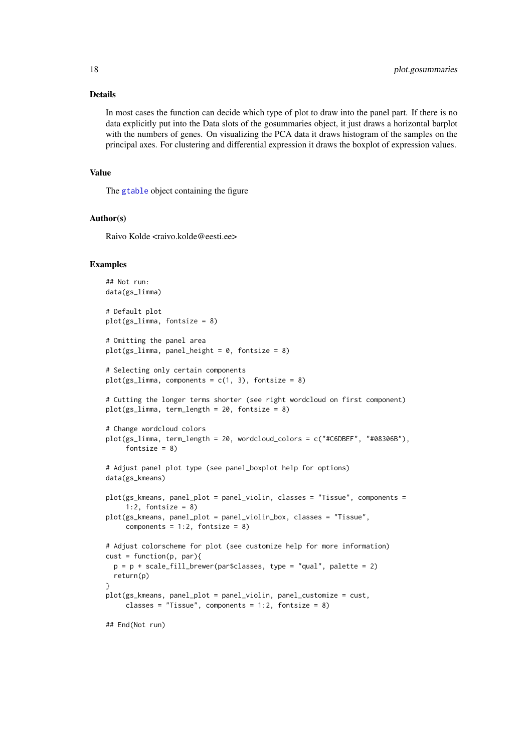### Details

In most cases the function can decide which type of plot to draw into the panel part. If there is no data explicitly put into the Data slots of the gosummaries object, it just draws a horizontal barplot with the numbers of genes. On visualizing the PCA data it draws histogram of the samples on the principal axes. For clustering and differential expression it draws the boxplot of expression values.

### Value

The gtable object containing the figure

### Author(s)

Raivo Kolde <raivo.kolde@eesti.ee>

### Examples

```
## Not run:
data(gs_limma)

# Default plot
plot(gs_limma, fontsize = 8)

# Omitting the panel area
plot(gs_limma, panel_height = 0, fontsize = 8)

# Selecting only certain components
plot(gs_limma, components = c(1, 3), fontsize = 8)

# Cutting the longer terms shorter (see right wordcloud on first component)
plot(gs_limma, term_length = 20, fontsize = 8)

# Change wordcloud colors
plot(gs_limma, term_length = 20, wordcloud_colors = c("#C6DBEF", "#08306B"),
     fontsize = 8)

# Adjust panel plot type (see panel_boxplot help for options)
data(gs_kmeans)

plot(gs_kmeans, panel_plot = panel_violin, classes = "Tissue", components =
     1:2, fontsize = 8)
plot(gs_kmeans, panel_plot = panel_violin_box, classes = "Tissue",
     components = 1:2, fontsize = 8)

# Adjust colorscheme for plot (see customize help for more information)
cust = function(p, par){
  p = p + scale_fill_brewer(par$classes, type = "qual", palette = 2)
  return(p)
}
plot(gs_kmeans, panel_plot = panel_violin, panel_customize = cust,
     classes = "Tissue", components = 1:2, fontsize = 8)

## End(Not run)
```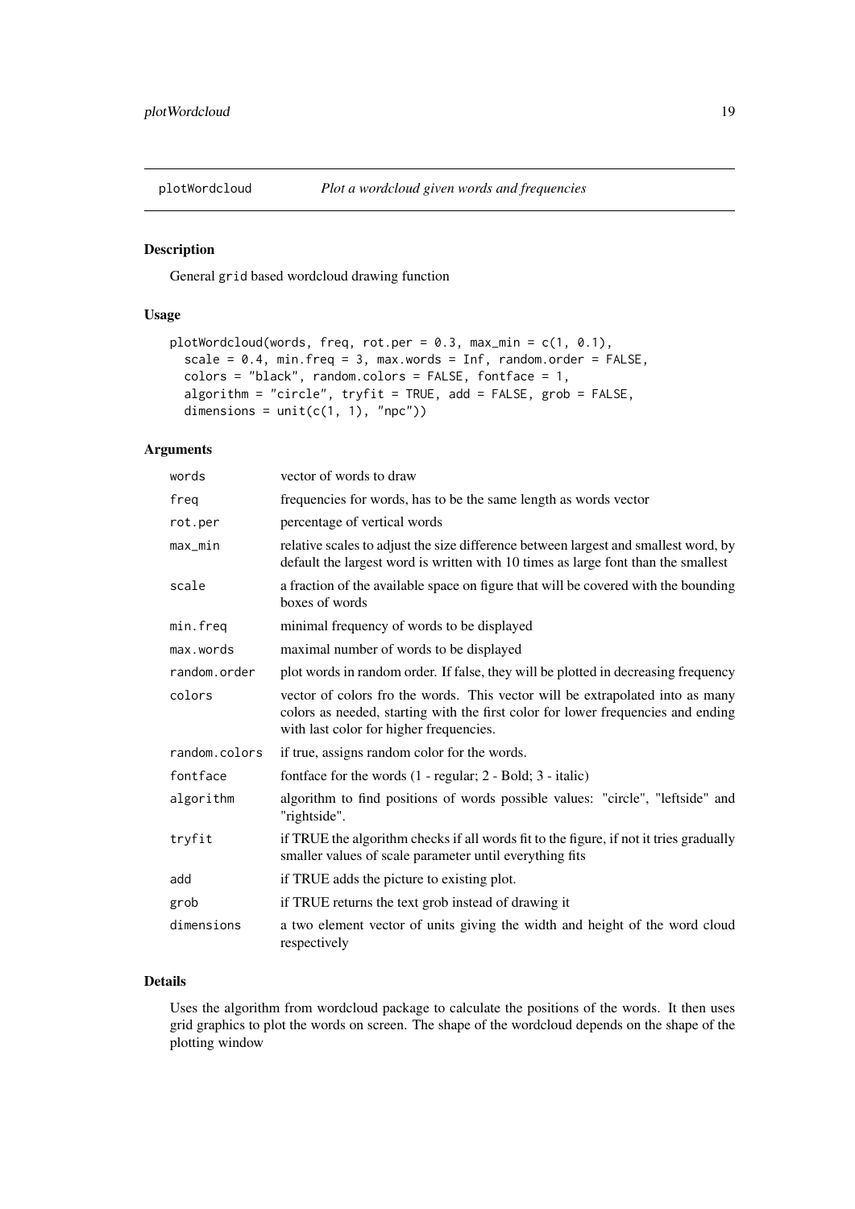## plotWordcloud — *Plot a wordcloud given words and frequencies*

### Description

General `grid` based wordcloud drawing function

### Usage

```
plotWordcloud(words, freq, rot.per = 0.3, max_min = c(1, 0.1),
  scale = 0.4, min.freq = 3, max.words = Inf, random.order = FALSE,
  colors = "black", random.colors = FALSE, fontface = 1,
  algorithm = "circle", tryfit = TRUE, add = FALSE, grob = FALSE,
  dimensions = unit(c(1, 1), "npc"))
```

### Arguments

| | |
|---|---|
| `words` | vector of words to draw |
| `freq` | frequencies for words, has to be the same length as words vector |
| `rot.per` | percentage of vertical words |
| `max_min` | relative scales to adjust the size difference between largest and smallest word, by default the largest word is written with 10 times as large font than the smallest |
| `scale` | a fraction of the available space on figure that will be covered with the bounding boxes of words |
| `min.freq` | minimal frequency of words to be displayed |
| `max.words` | maximal number of words to be displayed |
| `random.order` | plot words in random order. If false, they will be plotted in decreasing frequency |
| `colors` | vector of colors fro the words. This vector will be extrapolated into as many colors as needed, starting with the first color for lower frequencies and ending with last color for higher frequencies. |
| `random.colors` | if true, assigns random color for the words. |
| `fontface` | fontface for the words (1 - regular; 2 - Bold; 3 - italic) |
| `algorithm` | algorithm to find positions of words possible values: "circle", "leftside" and "rightside". |
| `tryfit` | if TRUE the algorithm checks if all words fit to the figure, if not it tries gradually smaller values of scale parameter until everything fits |
| `add` | if TRUE adds the picture to existing plot. |
| `grob` | if TRUE returns the text grob instead of drawing it |
| `dimensions` | a two element vector of units giving the width and height of the word cloud respectively |

### Details

Uses the algorithm from wordcloud package to calculate the positions of the words. It then uses grid graphics to plot the words on screen. The shape of the wordcloud depends on the shape of the plotting window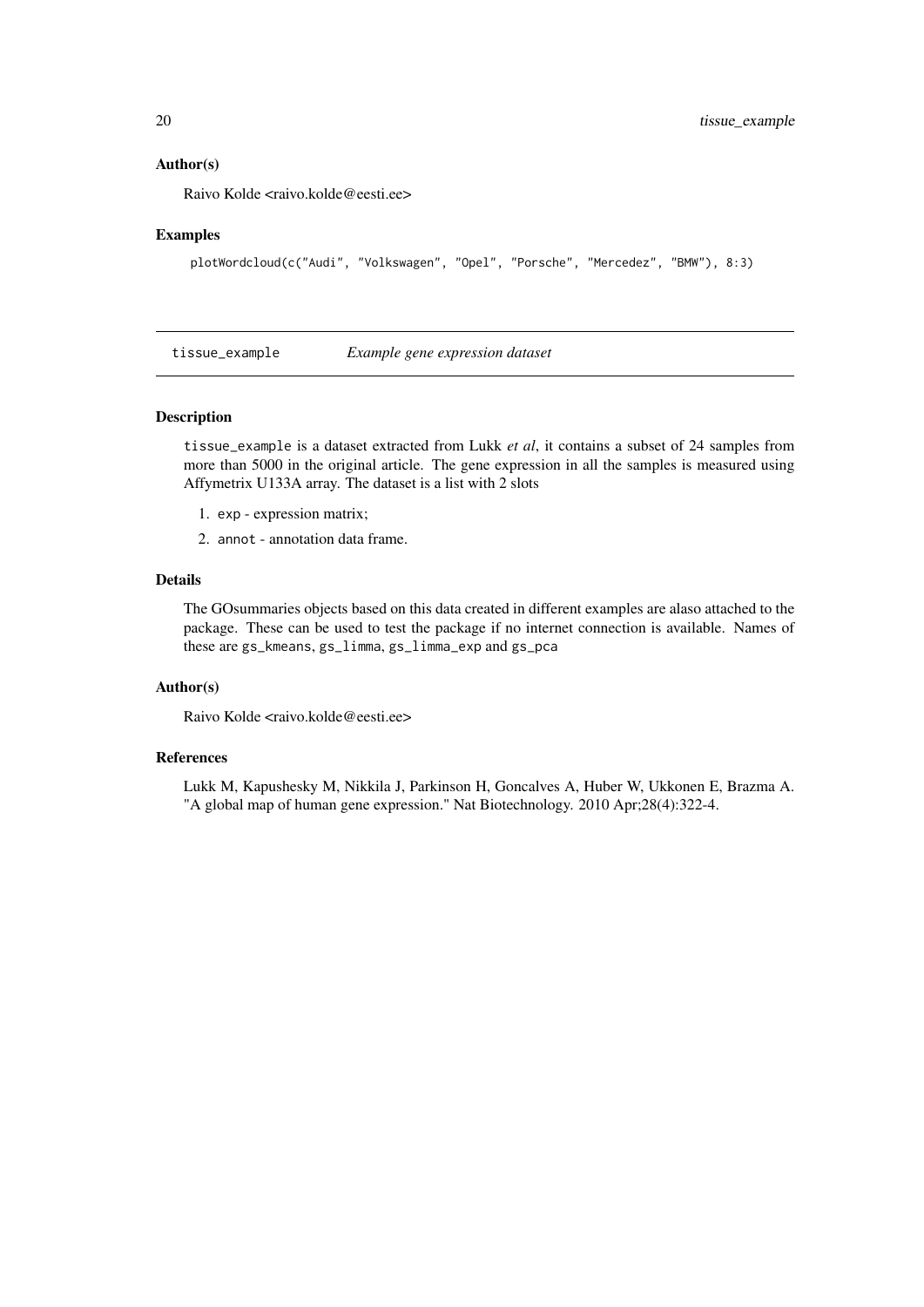### Author(s)

Raivo Kolde <raivo.kolde@eesti.ee>

### Examples

```
plotWordcloud(c("Audi", "Volkswagen", "Opel", "Porsche", "Mercedez", "BMW"), 8:3)
```

---

## tissue_example    *Example gene expression dataset*

---

### Description

tissue_example is a dataset extracted from Lukk *et al*, it contains a subset of 24 samples from more than 5000 in the original article. The gene expression in all the samples is measured using Affymetrix U133A array. The dataset is a list with 2 slots

1. exp - expression matrix;
2. annot - annotation data frame.

### Details

The GOsummaries objects based on this data created in different examples are alaso attached to the package. These can be used to test the package if no internet connection is available. Names of these are gs_kmeans, gs_limma, gs_limma_exp and gs_pca

### Author(s)

Raivo Kolde <raivo.kolde@eesti.ee>

### References

Lukk M, Kapushesky M, Nikkila J, Parkinson H, Goncalves A, Huber W, Ukkonen E, Brazma A. "A global map of human gene expression." Nat Biotechnology. 2010 Apr;28(4):322-4.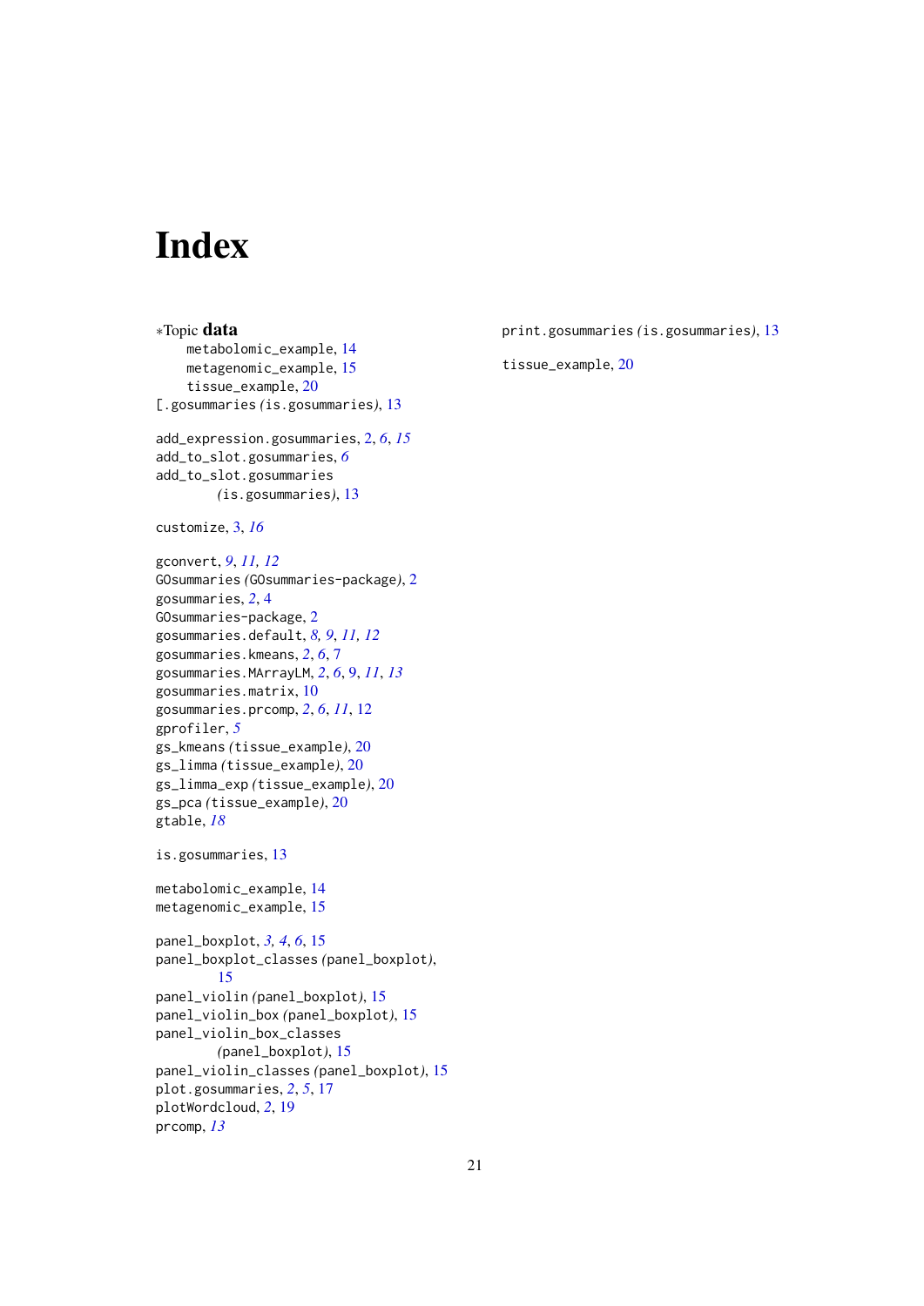# Index

∗Topic **data**
  metabolomic_example, 14
  metagenomic_example, 15
  tissue_example, 20
[.gosummaries (is.gosummaries), 13

add_expression.gosummaries, 2, *6*, *15*
add_to_slot.gosummaries, *6*
add_to_slot.gosummaries
    (is.gosummaries), 13

customize, 3, *16*

gconvert, *9*, *11*, *12*
GOsummaries (GOsummaries-package), 2
gosummaries, *2*, 4
GOsummaries-package, 2
gosummaries.default, *8*, *9*, *11*, *12*
gosummaries.kmeans, *2*, *6*, 7
gosummaries.MArrayLM, *2*, *6*, 9, *11*, *13*
gosummaries.matrix, 10
gosummaries.prcomp, *2*, *6*, *11*, 12
gprofiler, *5*
gs_kmeans (tissue_example), 20
gs_limma (tissue_example), 20
gs_limma_exp (tissue_example), 20
gs_pca (tissue_example), 20
gtable, *18*

is.gosummaries, 13

metabolomic_example, 14
metagenomic_example, 15

panel_boxplot, *3*, *4*, *6*, 15
panel_boxplot_classes (panel_boxplot),
    15
panel_violin (panel_boxplot), 15
panel_violin_box (panel_boxplot), 15
panel_violin_box_classes
    (panel_boxplot), 15
panel_violin_classes (panel_boxplot), 15
plot.gosummaries, *2*, *5*, 17
plotWordcloud, *2*, 19
prcomp, *13*

print.gosummaries (is.gosummaries), 13

tissue_example, 20